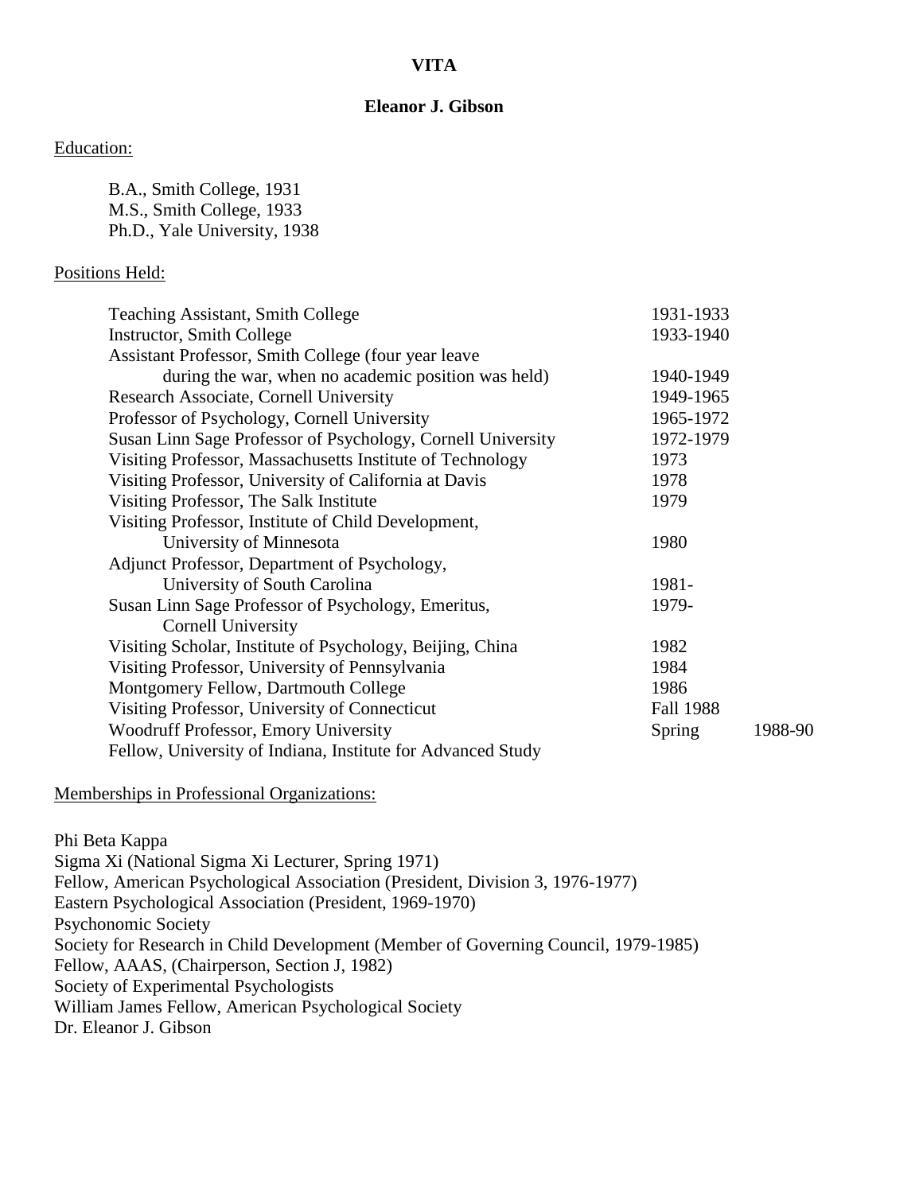# VITA

## Eleanor J. Gibson

Education:

B.A., Smith College, 1931
M.S., Smith College, 1933
Ph.D., Yale University, 1938

Positions Held:

| | | |
|---|---|---|
| Teaching Assistant, Smith College | 1931-1933 | |
| Instructor, Smith College | 1933-1940 | |
| Assistant Professor, Smith College (four year leave during the war, when no academic position was held) | 1940-1949 | |
| Research Associate, Cornell University | 1949-1965 | |
| Professor of Psychology, Cornell University | 1965-1972 | |
| Susan Linn Sage Professor of Psychology, Cornell University | 1972-1979 | |
| Visiting Professor, Massachusetts Institute of Technology | 1973 | |
| Visiting Professor, University of California at Davis | 1978 | |
| Visiting Professor, The Salk Institute | 1979 | |
| Visiting Professor, Institute of Child Development, University of Minnesota | 1980 | |
| Adjunct Professor, Department of Psychology, University of South Carolina | 1981- | |
| Susan Linn Sage Professor of Psychology, Emeritus, Cornell University | 1979- | |
| Visiting Scholar, Institute of Psychology, Beijing, China | 1982 | |
| Visiting Professor, University of Pennsylvania | 1984 | |
| Montgomery Fellow, Dartmouth College | 1986 | |
| Visiting Professor, University of Connecticut | Fall 1988 | |
| Woodruff Professor, Emory University | Spring | 1988-90 |
| Fellow, University of Indiana, Institute for Advanced Study | | |

Memberships in Professional Organizations:

Phi Beta Kappa
Sigma Xi (National Sigma Xi Lecturer, Spring 1971)
Fellow, American Psychological Association (President, Division 3, 1976-1977)
Eastern Psychological Association (President, 1969-1970)
Psychonomic Society
Society for Research in Child Development (Member of Governing Council, 1979-1985)
Fellow, AAAS, (Chairperson, Section J, 1982)
Society of Experimental Psychologists
William James Fellow, American Psychological Society
Dr. Eleanor J. Gibson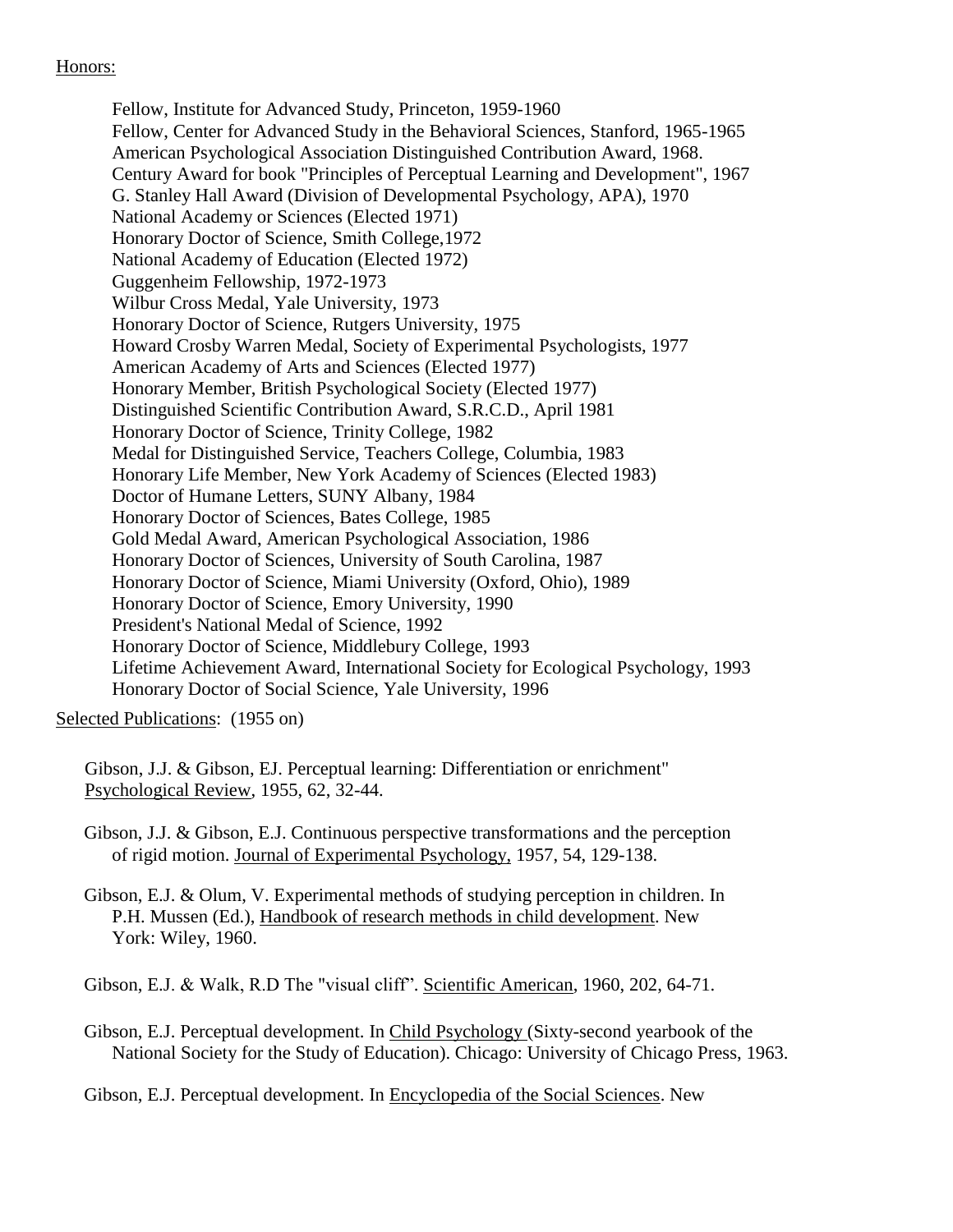Honors:

Fellow, Institute for Advanced Study, Princeton, 1959-1960
Fellow, Center for Advanced Study in the Behavioral Sciences, Stanford, 1965-1965
American Psychological Association Distinguished Contribution Award, 1968.
Century Award for book "Principles of Perceptual Learning and Development", 1967
G. Stanley Hall Award (Division of Developmental Psychology, APA), 1970
National Academy or Sciences (Elected 1971)
Honorary Doctor of Science, Smith College,1972
National Academy of Education (Elected 1972)
Guggenheim Fellowship, 1972-1973
Wilbur Cross Medal, Yale University, 1973
Honorary Doctor of Science, Rutgers University, 1975
Howard Crosby Warren Medal, Society of Experimental Psychologists, 1977
American Academy of Arts and Sciences (Elected 1977)
Honorary Member, British Psychological Society (Elected 1977)
Distinguished Scientific Contribution Award, S.R.C.D., April 1981
Honorary Doctor of Science, Trinity College, 1982
Medal for Distinguished Service, Teachers College, Columbia, 1983
Honorary Life Member, New York Academy of Sciences (Elected 1983)
Doctor of Humane Letters, SUNY Albany, 1984
Honorary Doctor of Sciences, Bates College, 1985
Gold Medal Award, American Psychological Association, 1986
Honorary Doctor of Sciences, University of South Carolina, 1987
Honorary Doctor of Science, Miami University (Oxford, Ohio), 1989
Honorary Doctor of Science, Emory University, 1990
President's National Medal of Science, 1992
Honorary Doctor of Science, Middlebury College, 1993
Lifetime Achievement Award, International Society for Ecological Psychology, 1993
Honorary Doctor of Social Science, Yale University, 1996

Selected Publications: (1955 on)

Gibson, J.J. & Gibson, E.J. Perceptual learning: Differentiation or enrichment" Psychological Review, 1955, 62, 32-44.

Gibson, J.J. & Gibson, E.J. Continuous perspective transformations and the perception of rigid motion. Journal of Experimental Psychology, 1957, 54, 129-138.

Gibson, E.J. & Olum, V. Experimental methods of studying perception in children. In P.H. Mussen (Ed.), Handbook of research methods in child development. New York: Wiley, 1960.

Gibson, E.J. & Walk, R.D The "visual cliff". Scientific American, 1960, 202, 64-71.

Gibson, E.J. Perceptual development. In Child Psychology (Sixty-second yearbook of the National Society for the Study of Education). Chicago: University of Chicago Press, 1963.

Gibson, E.J. Perceptual development. In Encyclopedia of the Social Sciences. New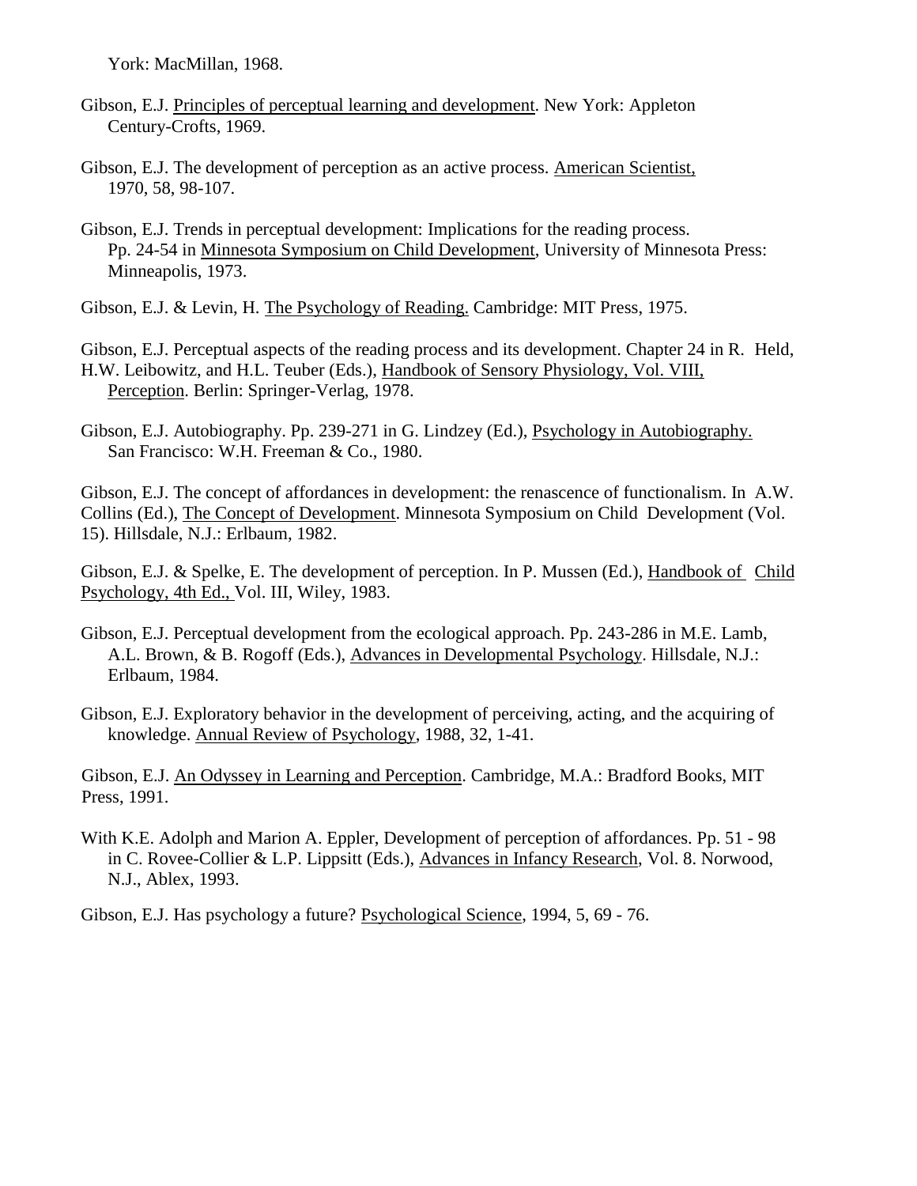York: MacMillan, 1968.

Gibson, E.J. Principles of perceptual learning and development. New York: Appleton Century-Crofts, 1969.

Gibson, E.J. The development of perception as an active process. American Scientist, 1970, 58, 98-107.

Gibson, E.J. Trends in perceptual development: Implications for the reading process. Pp. 24-54 in Minnesota Symposium on Child Development, University of Minnesota Press: Minneapolis, 1973.

Gibson, E.J. & Levin, H. The Psychology of Reading. Cambridge: MIT Press, 1975.

Gibson, E.J. Perceptual aspects of the reading process and its development. Chapter 24 in R. Held, H.W. Leibowitz, and H.L. Teuber (Eds.), Handbook of Sensory Physiology, Vol. VIII, Perception. Berlin: Springer-Verlag, 1978.

Gibson, E.J. Autobiography. Pp. 239-271 in G. Lindzey (Ed.), Psychology in Autobiography. San Francisco: W.H. Freeman & Co., 1980.

Gibson, E.J. The concept of affordances in development: the renascence of functionalism. In A.W. Collins (Ed.), The Concept of Development. Minnesota Symposium on Child Development (Vol. 15). Hillsdale, N.J.: Erlbaum, 1982.

Gibson, E.J. & Spelke, E. The development of perception. In P. Mussen (Ed.), Handbook of Child Psychology, 4th Ed., Vol. III, Wiley, 1983.

Gibson, E.J. Perceptual development from the ecological approach. Pp. 243-286 in M.E. Lamb, A.L. Brown, & B. Rogoff (Eds.), Advances in Developmental Psychology. Hillsdale, N.J.: Erlbaum, 1984.

Gibson, E.J. Exploratory behavior in the development of perceiving, acting, and the acquiring of knowledge. Annual Review of Psychology, 1988, 32, 1-41.

Gibson, E.J. An Odyssey in Learning and Perception. Cambridge, M.A.: Bradford Books, MIT Press, 1991.

With K.E. Adolph and Marion A. Eppler, Development of perception of affordances. Pp. 51 - 98 in C. Rovee-Collier & L.P. Lippsitt (Eds.), Advances in Infancy Research, Vol. 8. Norwood, N.J., Ablex, 1993.

Gibson, E.J. Has psychology a future? Psychological Science, 1994, 5, 69 - 76.